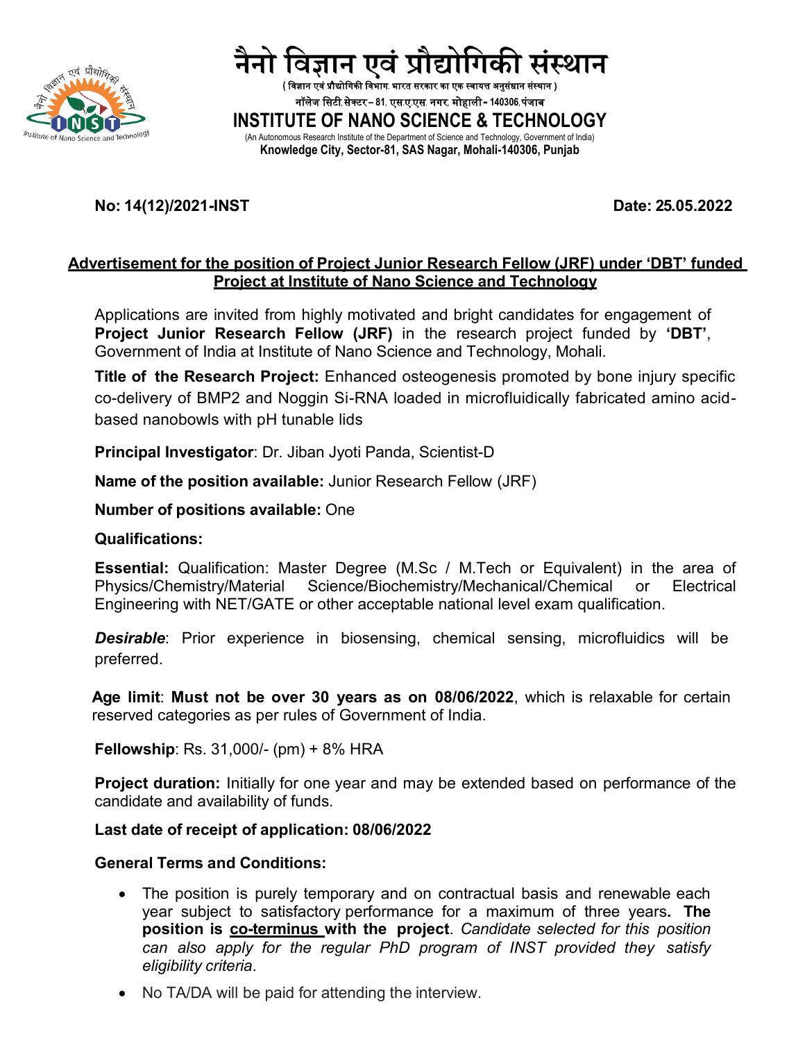# नैनो विज्ञान एवं प्रौद्योगिकी संस्थान

( विज्ञान एवं प्रौद्योगिकी विभाग, भारत सरकार का एक स्वायत्त अनुसंधान संस्थान )

नॉलेज सिटी, सेक्टर – 81, एस.ए.एस. नगर, मोहाली – 140306, पंजाब

# INSTITUTE OF NANO SCIENCE & TECHNOLOGY

(An Autonomous Research Institute of the Department of Science and Technology, Government of India)

**Knowledge City, Sector-81, SAS Nagar, Mohali-140306, Punjab**

**No: 14(12)/2021-INST** **Date: 25.05.2022**

## Advertisement for the position of Project Junior Research Fellow (JRF) under 'DBT' funded Project at Institute of Nano Science and Technology

Applications are invited from highly motivated and bright candidates for engagement of **Project Junior Research Fellow (JRF)** in the research project funded by **'DBT'**, Government of India at Institute of Nano Science and Technology, Mohali.

**Title of the Research Project:** Enhanced osteogenesis promoted by bone injury specific co-delivery of BMP2 and Noggin Si-RNA loaded in microfluidically fabricated amino acid-based nanobowls with pH tunable lids

**Principal Investigator**: Dr. Jiban Jyoti Panda, Scientist-D

**Name of the position available:** Junior Research Fellow (JRF)

**Number of positions available:** One

**Qualifications:**

**Essential:** Qualification: Master Degree (M.Sc / M.Tech or Equivalent) in the area of Physics/Chemistry/Material Science/Biochemistry/Mechanical/Chemical or Electrical Engineering with NET/GATE or other acceptable national level exam qualification.

***Desirable***: Prior experience in biosensing, chemical sensing, microfluidics will be preferred.

**Age limit**: **Must not be over 30 years as on 08/06/2022**, which is relaxable for certain reserved categories as per rules of Government of India.

**Fellowship**: Rs. 31,000/- (pm) + 8% HRA

**Project duration:** Initially for one year and may be extended based on performance of the candidate and availability of funds.

**Last date of receipt of application: 08/06/2022**

**General Terms and Conditions:**

- The position is purely temporary and on contractual basis and renewable each year subject to satisfactory performance for a maximum of three years**. The position is co-terminus with the project**. *Candidate selected for this position can also apply for the regular PhD program of INST provided they satisfy eligibility criteria*.
- No TA/DA will be paid for attending the interview.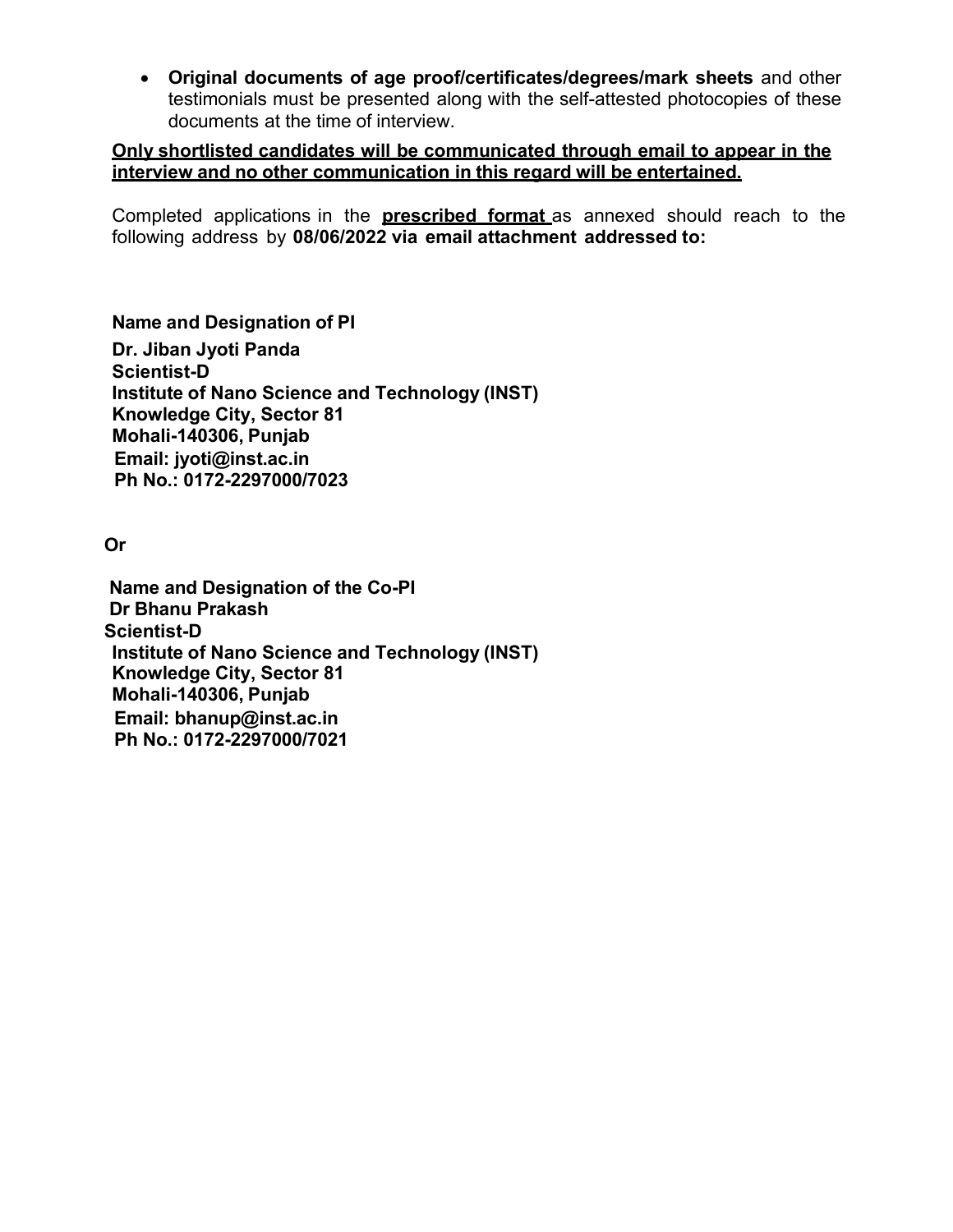- **Original documents of age proof/certificates/degrees/mark sheets** and other testimonials must be presented along with the self-attested photocopies of these documents at the time of interview.

**Only shortlisted candidates will be communicated through email to appear in the interview and no other communication in this regard will be entertained.**

Completed applications in the **prescribed format** as annexed should reach to the following address by **08/06/2022 via email attachment addressed to:**

**Name and Designation of PI**
**Dr. Jiban Jyoti Panda**
**Scientist-D**
**Institute of Nano Science and Technology (INST)**
**Knowledge City, Sector 81**
**Mohali-140306, Punjab**
**Email: jyoti@inst.ac.in**
**Ph No.: 0172-2297000/7023**

**Or**

**Name and Designation of the Co-PI**
**Dr Bhanu Prakash**
**Scientist-D**
**Institute of Nano Science and Technology (INST)**
**Knowledge City, Sector 81**
**Mohali-140306, Punjab**
**Email: bhanup@inst.ac.in**
**Ph No.: 0172-2297000/7021**